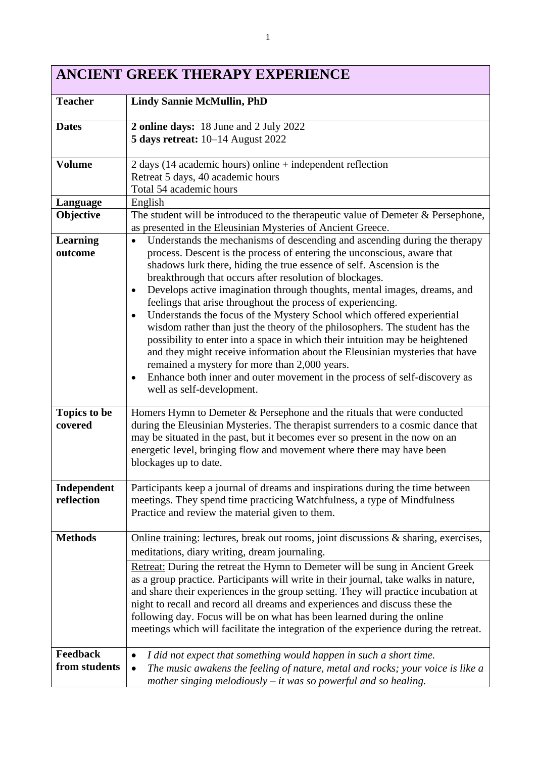| ANCIENT GREEK THERAPY EXPERIENCE | |
|---|---|
| **Teacher** | **Lindy Sannie McMullin, PhD** |
| **Dates** | **2 online days:** 18 June and 2 July 2022<br>**5 days retreat:** 10–14 August 2022 |
| **Volume** | 2 days (14 academic hours) online + independent reflection<br>Retreat 5 days, 40 academic hours<br>Total 54 academic hours |
| **Language** | English |
| **Objective** | The student will be introduced to the therapeutic value of Demeter & Persephone, as presented in the Eleusinian Mysteries of Ancient Greece. |
| **Learning outcome** | • Understands the mechanisms of descending and ascending during the therapy process. Descent is the process of entering the unconscious, aware that shadows lurk there, hiding the true essence of self. Ascension is the breakthrough that occurs after resolution of blockages.<br>• Develops active imagination through thoughts, mental images, dreams, and feelings that arise throughout the process of experiencing.<br>• Understands the focus of the Mystery School which offered experiential wisdom rather than just the theory of the philosophers. The student has the possibility to enter into a space in which their intuition may be heightened and they might receive information about the Eleusinian mysteries that have remained a mystery for more than 2,000 years.<br>• Enhance both inner and outer movement in the process of self-discovery as well as self-development. |
| **Topics to be covered** | Homers Hymn to Demeter & Persephone and the rituals that were conducted during the Eleusinian Mysteries. The therapist surrenders to a cosmic dance that may be situated in the past, but it becomes ever so present in the now on an energetic level, bringing flow and movement where there may have been blockages up to date. |
| **Independent reflection** | Participants keep a journal of dreams and inspirations during the time between meetings. They spend time practicing Watchfulness, a type of Mindfulness Practice and review the material given to them. |
| **Methods** | <u>Online training:</u> lectures, break out rooms, joint discussions & sharing, exercises, meditations, diary writing, dream journaling.<br><u>Retreat:</u> During the retreat the Hymn to Demeter will be sung in Ancient Greek as a group practice. Participants will write in their journal, take walks in nature, and share their experiences in the group setting. They will practice incubation at night to recall and record all dreams and experiences and discuss these the following day. Focus will be on what has been learned during the online meetings which will facilitate the integration of the experience during the retreat. |
| **Feedback from students** | • *I did not expect that something would happen in such a short time.*<br>• *The music awakens the feeling of nature, metal and rocks; your voice is like a mother singing melodiously – it was so powerful and so healing.* |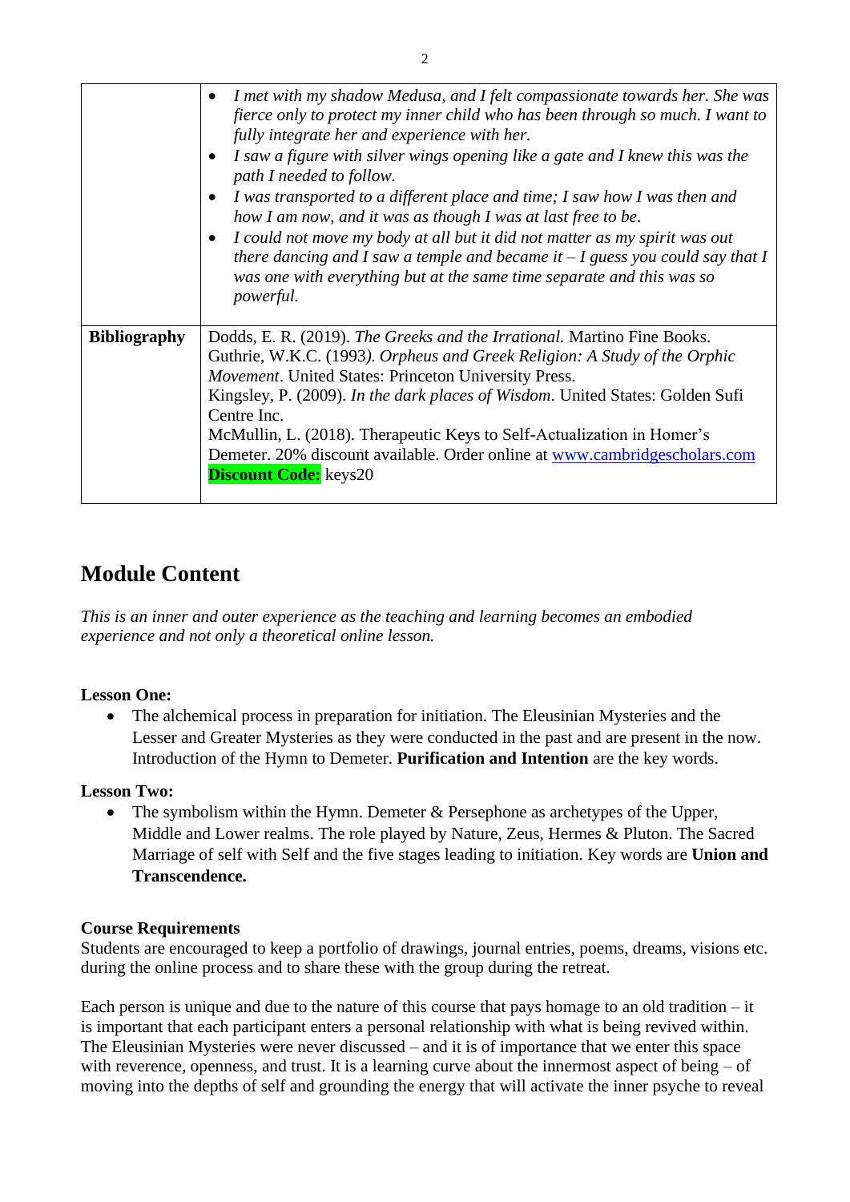| | |
|---|---|
| | • *I met with my shadow Medusa, and I felt compassionate towards her. She was fierce only to protect my inner child who has been through so much. I want to fully integrate her and experience with her.* <br> • *I saw a figure with silver wings opening like a gate and I knew this was the path I needed to follow.* <br> • *I was transported to a different place and time; I saw how I was then and how I am now, and it was as though I was at last free to be.* <br> • *I could not move my body at all but it did not matter as my spirit was out there dancing and I saw a temple and became it – I guess you could say that I was one with everything but at the same time separate and this was so powerful.* |
| **Bibliography** | Dodds, E. R. (2019). *The Greeks and the Irrational.* Martino Fine Books. <br> Guthrie, W.K.C. (1993*). Orpheus and Greek Religion: A Study of the Orphic Movement*. United States: Princeton University Press. <br> Kingsley, P. (2009). *In the dark places of Wisdom*. United States: Golden Sufi Centre Inc. <br> McMullin, L. (2018). Therapeutic Keys to Self-Actualization in Homer's Demeter. 20% discount available. Order online at www.cambridgescholars.com <br> **Discount Code:** keys20 |

## Module Content

*This is an inner and outer experience as the teaching and learning becomes an embodied experience and not only a theoretical online lesson.*

**Lesson One:**

- The alchemical process in preparation for initiation. The Eleusinian Mysteries and the Lesser and Greater Mysteries as they were conducted in the past and are present in the now. Introduction of the Hymn to Demeter. **Purification and Intention** are the key words.

**Lesson Two:**

- The symbolism within the Hymn. Demeter & Persephone as archetypes of the Upper, Middle and Lower realms. The role played by Nature, Zeus, Hermes & Pluton. The Sacred Marriage of self with Self and the five stages leading to initiation. Key words are **Union and Transcendence.**

**Course Requirements**

Students are encouraged to keep a portfolio of drawings, journal entries, poems, dreams, visions etc. during the online process and to share these with the group during the retreat.

Each person is unique and due to the nature of this course that pays homage to an old tradition – it is important that each participant enters a personal relationship with what is being revived within. The Eleusinian Mysteries were never discussed – and it is of importance that we enter this space with reverence, openness, and trust. It is a learning curve about the innermost aspect of being – of moving into the depths of self and grounding the energy that will activate the inner psyche to reveal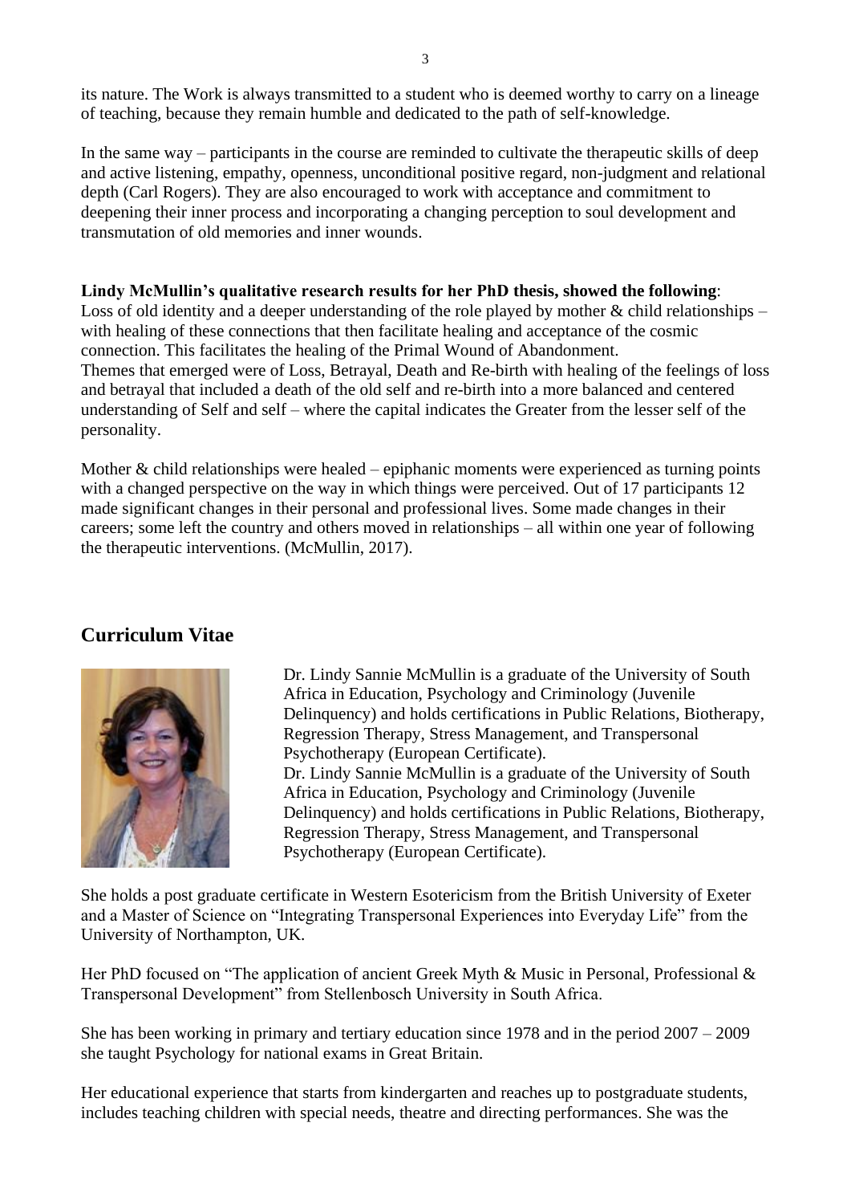its nature. The Work is always transmitted to a student who is deemed worthy to carry on a lineage of teaching, because they remain humble and dedicated to the path of self-knowledge.

In the same way – participants in the course are reminded to cultivate the therapeutic skills of deep and active listening, empathy, openness, unconditional positive regard, non-judgment and relational depth (Carl Rogers). They are also encouraged to work with acceptance and commitment to deepening their inner process and incorporating a changing perception to soul development and transmutation of old memories and inner wounds.

**Lindy McMullin's qualitative research results for her PhD thesis, showed the following**:
Loss of old identity and a deeper understanding of the role played by mother & child relationships – with healing of these connections that then facilitate healing and acceptance of the cosmic connection. This facilitates the healing of the Primal Wound of Abandonment.
Themes that emerged were of Loss, Betrayal, Death and Re-birth with healing of the feelings of loss and betrayal that included a death of the old self and re-birth into a more balanced and centered understanding of Self and self – where the capital indicates the Greater from the lesser self of the personality.

Mother & child relationships were healed – epiphanic moments were experienced as turning points with a changed perspective on the way in which things were perceived. Out of 17 participants 12 made significant changes in their personal and professional lives. Some made changes in their careers; some left the country and others moved in relationships – all within one year of following the therapeutic interventions. (McMullin, 2017).

## Curriculum Vitae

Dr. Lindy Sannie McMullin is a graduate of the University of South Africa in Education, Psychology and Criminology (Juvenile Delinquency) and holds certifications in Public Relations, Biotherapy, Regression Therapy, Stress Management, and Transpersonal Psychotherapy (European Certificate).
Dr. Lindy Sannie McMullin is a graduate of the University of South Africa in Education, Psychology and Criminology (Juvenile Delinquency) and holds certifications in Public Relations, Biotherapy, Regression Therapy, Stress Management, and Transpersonal Psychotherapy (European Certificate).

She holds a post graduate certificate in Western Esotericism from the British University of Exeter and a Master of Science on "Integrating Transpersonal Experiences into Everyday Life" from the University of Northampton, UK.

Her PhD focused on "The application of ancient Greek Myth & Music in Personal, Professional & Transpersonal Development" from Stellenbosch University in South Africa.

She has been working in primary and tertiary education since 1978 and in the period 2007 – 2009 she taught Psychology for national exams in Great Britain.

Her educational experience that starts from kindergarten and reaches up to postgraduate students, includes teaching children with special needs, theatre and directing performances. She was the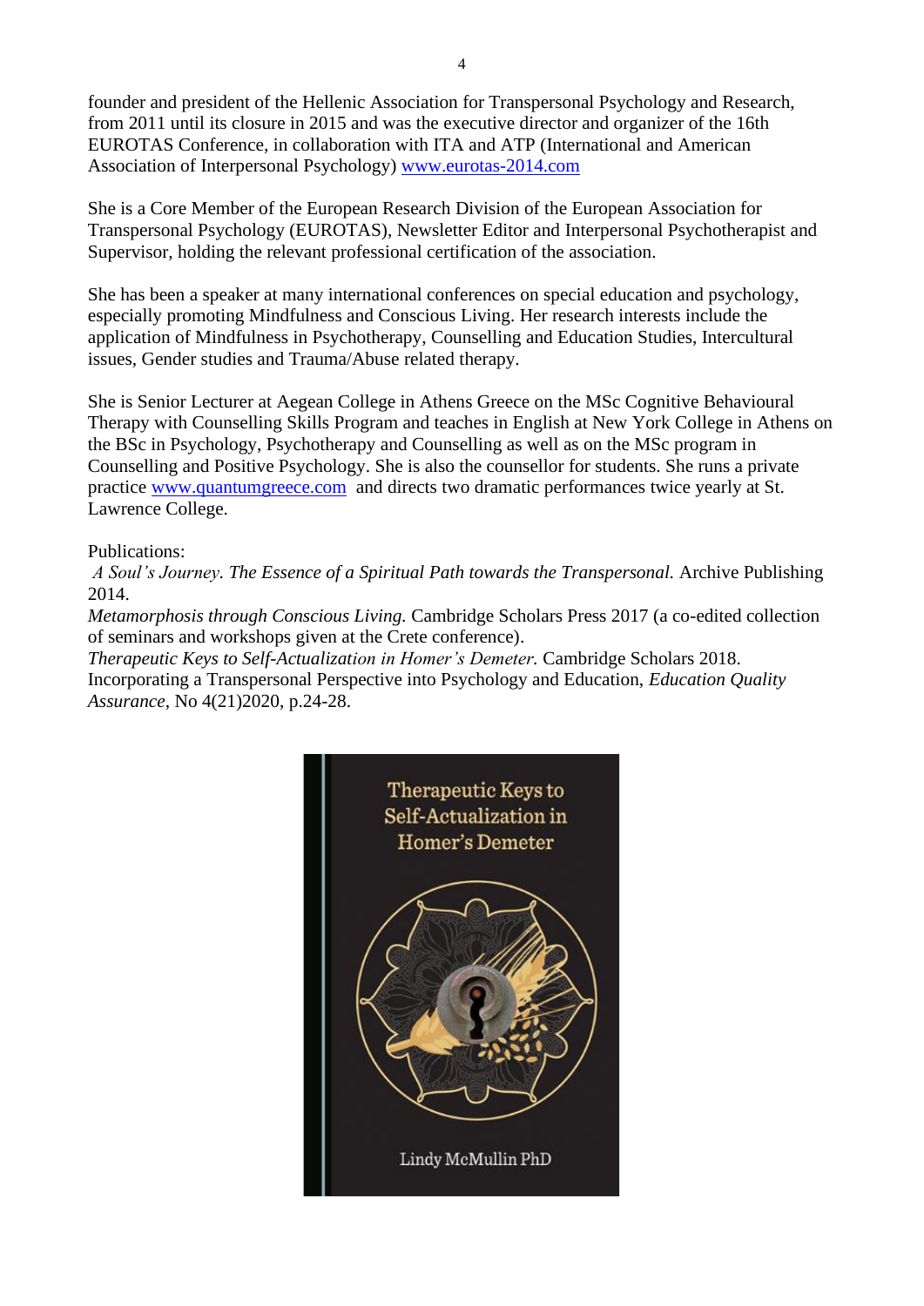founder and president of the Hellenic Association for Transpersonal Psychology and Research, from 2011 until its closure in 2015 and was the executive director and organizer of the 16th EUROTAS Conference, in collaboration with ITA and ATP (International and American Association of Interpersonal Psychology) www.eurotas-2014.com

She is a Core Member of the European Research Division of the European Association for Transpersonal Psychology (EUROTAS), Newsletter Editor and Interpersonal Psychotherapist and Supervisor, holding the relevant professional certification of the association.

She has been a speaker at many international conferences on special education and psychology, especially promoting Mindfulness and Conscious Living. Her research interests include the application of Mindfulness in Psychotherapy, Counselling and Education Studies, Intercultural issues, Gender studies and Trauma/Abuse related therapy.

She is Senior Lecturer at Aegean College in Athens Greece on the MSc Cognitive Behavioural Therapy with Counselling Skills Program and teaches in English at New York College in Athens on the BSc in Psychology, Psychotherapy and Counselling as well as on the MSc program in Counselling and Positive Psychology. She is also the counsellor for students. She runs a private practice www.quantumgreece.com and directs two dramatic performances twice yearly at St. Lawrence College.

Publications:
*A Soul's Journey. The Essence of a Spiritual Path towards the Transpersonal.* Archive Publishing 2014.
*Metamorphosis through Conscious Living.* Cambridge Scholars Press 2017 (a co-edited collection of seminars and workshops given at the Crete conference).
*Therapeutic Keys to Self-Actualization in Homer's Demeter.* Cambridge Scholars 2018.
Incorporating a Transpersonal Perspective into Psychology and Education, *Education Quality Assurance*, No 4(21)2020, p.24-28.

Therapeutic Keys to Self-Actualization in Homer's Demeter

Lindy McMullin PhD